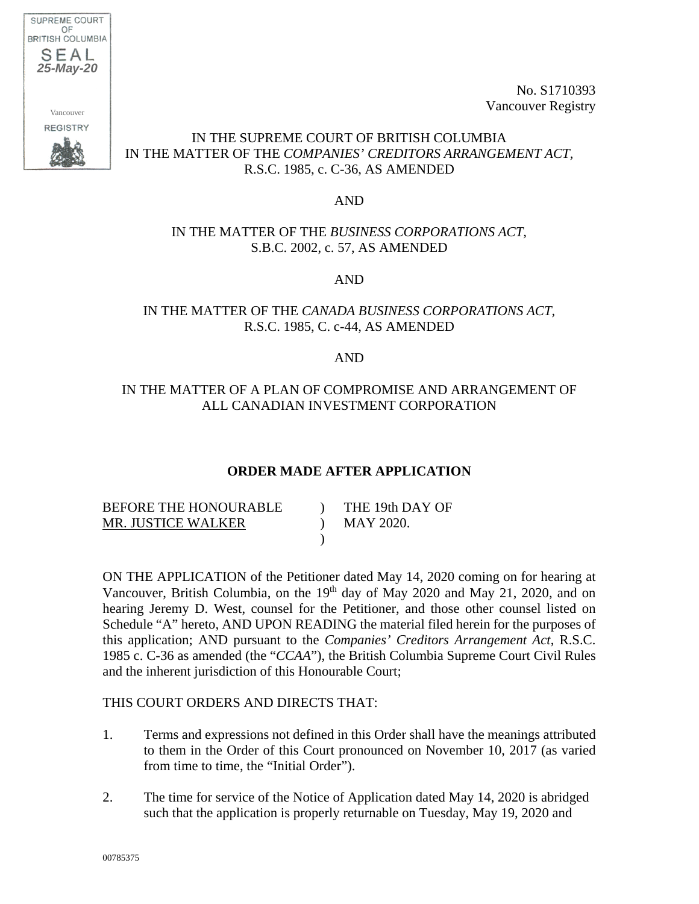SUPREME COURT OF BRITISH COLUMBIA
SEAL
25-May-20
Vancouver
REGISTRY

No. S1710393
Vancouver Registry

IN THE SUPREME COURT OF BRITISH COLUMBIA
IN THE MATTER OF THE *COMPANIES' CREDITORS ARRANGEMENT ACT*,
R.S.C. 1985, c. C-36, AS AMENDED

AND

IN THE MATTER OF THE *BUSINESS CORPORATIONS ACT*,
S.B.C. 2002, c. 57, AS AMENDED

AND

IN THE MATTER OF THE *CANADA BUSINESS CORPORATIONS ACT*,
R.S.C. 1985, C. c-44, AS AMENDED

AND

IN THE MATTER OF A PLAN OF COMPROMISE AND ARRANGEMENT OF
ALL CANADIAN INVESTMENT CORPORATION

**ORDER MADE AFTER APPLICATION**

| | | |
|---|---|---|
| BEFORE THE HONOURABLE | ) | THE 19th DAY OF |
| MR. JUSTICE WALKER | ) | MAY 2020. |
| | ) | |

ON THE APPLICATION of the Petitioner dated May 14, 2020 coming on for hearing at Vancouver, British Columbia, on the 19th day of May 2020 and May 21, 2020, and on hearing Jeremy D. West, counsel for the Petitioner, and those other counsel listed on Schedule "A" hereto, AND UPON READING the material filed herein for the purposes of this application; AND pursuant to the *Companies' Creditors Arrangement Act*, R.S.C. 1985 c. C-36 as amended (the "*CCAA*"), the British Columbia Supreme Court Civil Rules and the inherent jurisdiction of this Honourable Court;

THIS COURT ORDERS AND DIRECTS THAT:

1. Terms and expressions not defined in this Order shall have the meanings attributed to them in the Order of this Court pronounced on November 10, 2017 (as varied from time to time, the "Initial Order").

2. The time for service of the Notice of Application dated May 14, 2020 is abridged such that the application is properly returnable on Tuesday, May 19, 2020 and

00785375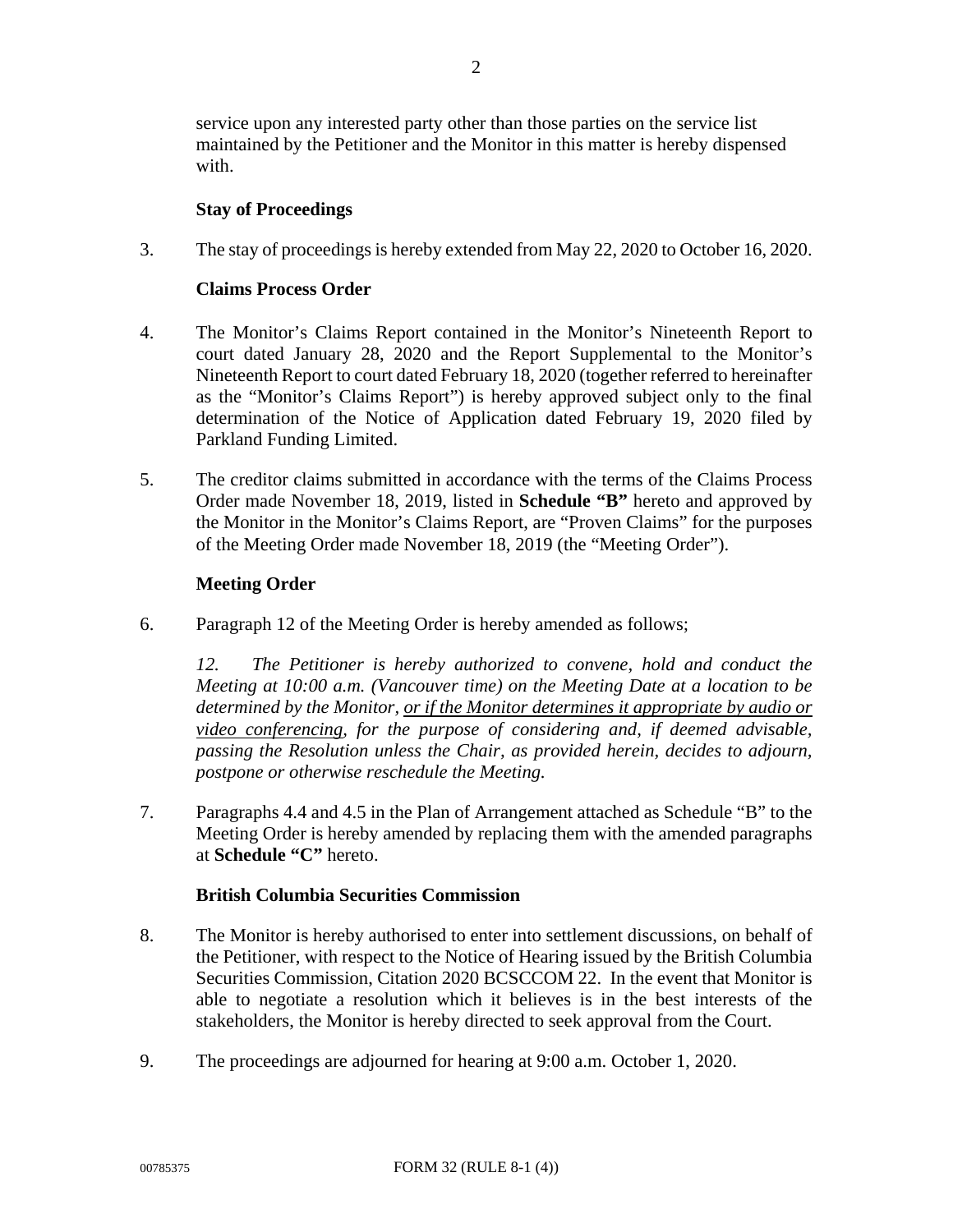service upon any interested party other than those parties on the service list maintained by the Petitioner and the Monitor in this matter is hereby dispensed with.

**Stay of Proceedings**

3. The stay of proceedings is hereby extended from May 22, 2020 to October 16, 2020.

**Claims Process Order**

4. The Monitor's Claims Report contained in the Monitor's Nineteenth Report to court dated January 28, 2020 and the Report Supplemental to the Monitor's Nineteenth Report to court dated February 18, 2020 (together referred to hereinafter as the "Monitor's Claims Report") is hereby approved subject only to the final determination of the Notice of Application dated February 19, 2020 filed by Parkland Funding Limited.

5. The creditor claims submitted in accordance with the terms of the Claims Process Order made November 18, 2019, listed in **Schedule "B"** hereto and approved by the Monitor in the Monitor's Claims Report, are "Proven Claims" for the purposes of the Meeting Order made November 18, 2019 (the "Meeting Order").

**Meeting Order**

6. Paragraph 12 of the Meeting Order is hereby amended as follows;

   *12. The Petitioner is hereby authorized to convene, hold and conduct the Meeting at 10:00 a.m. (Vancouver time) on the Meeting Date at a location to be determined by the Monitor, <u>or if the Monitor determines it appropriate by audio or video conferencing</u>, for the purpose of considering and, if deemed advisable, passing the Resolution unless the Chair, as provided herein, decides to adjourn, postpone or otherwise reschedule the Meeting.*

7. Paragraphs 4.4 and 4.5 in the Plan of Arrangement attached as Schedule "B" to the Meeting Order is hereby amended by replacing them with the amended paragraphs at **Schedule "C"** hereto.

**British Columbia Securities Commission**

8. The Monitor is hereby authorised to enter into settlement discussions, on behalf of the Petitioner, with respect to the Notice of Hearing issued by the British Columbia Securities Commission, Citation 2020 BCSCCOM 22. In the event that Monitor is able to negotiate a resolution which it believes is in the best interests of the stakeholders, the Monitor is hereby directed to seek approval from the Court.

9. The proceedings are adjourned for hearing at 9:00 a.m. October 1, 2020.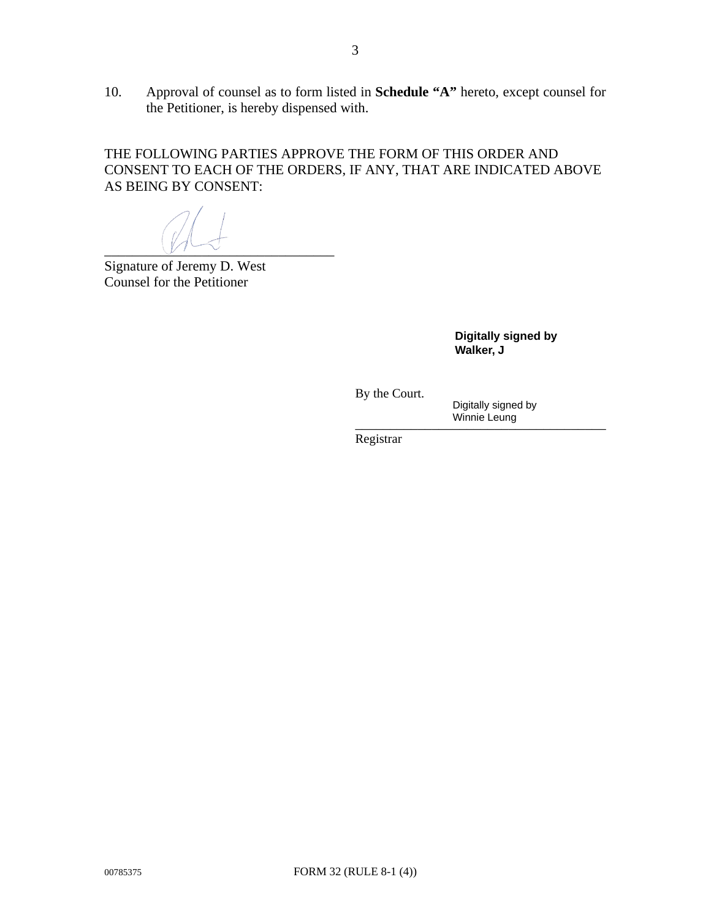10. Approval of counsel as to form listed in **Schedule "A"** hereto, except counsel for the Petitioner, is hereby dispensed with.

THE FOLLOWING PARTIES APPROVE THE FORM OF THIS ORDER AND CONSENT TO EACH OF THE ORDERS, IF ANY, THAT ARE INDICATED ABOVE AS BEING BY CONSENT:

\_\_\_\_\_\_\_\_\_\_\_\_\_\_\_\_\_\_\_\_\_\_\_\_\_\_\_\_\_\_\_\_
Signature of Jeremy D. West
Counsel for the Petitioner

**Digitally signed by Walker, J**

By the Court.

Digitally signed by Winnie Leung

\_\_\_\_\_\_\_\_\_\_\_\_\_\_\_\_\_\_\_\_\_\_\_\_\_\_\_\_\_\_\_\_\_\_\_\_\_\_\_\_
Registrar

00785375 FORM 32 (RULE 8-1 (4))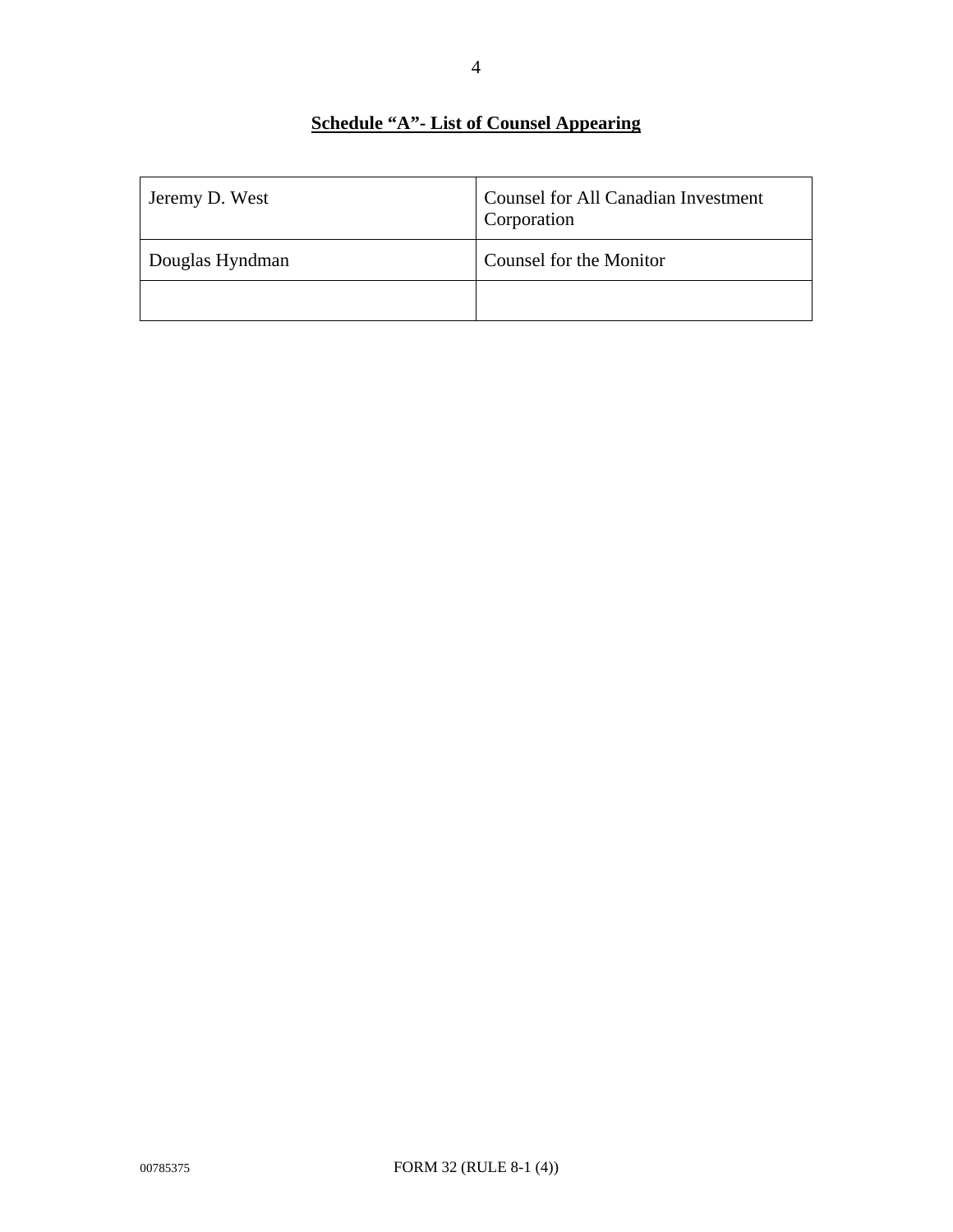**Schedule "A"- List of Counsel Appearing**

| | |
|---|---|
| Jeremy D. West | Counsel for All Canadian Investment Corporation |
| Douglas Hyndman | Counsel for the Monitor |
| | |

00785375 FORM 32 (RULE 8-1 (4))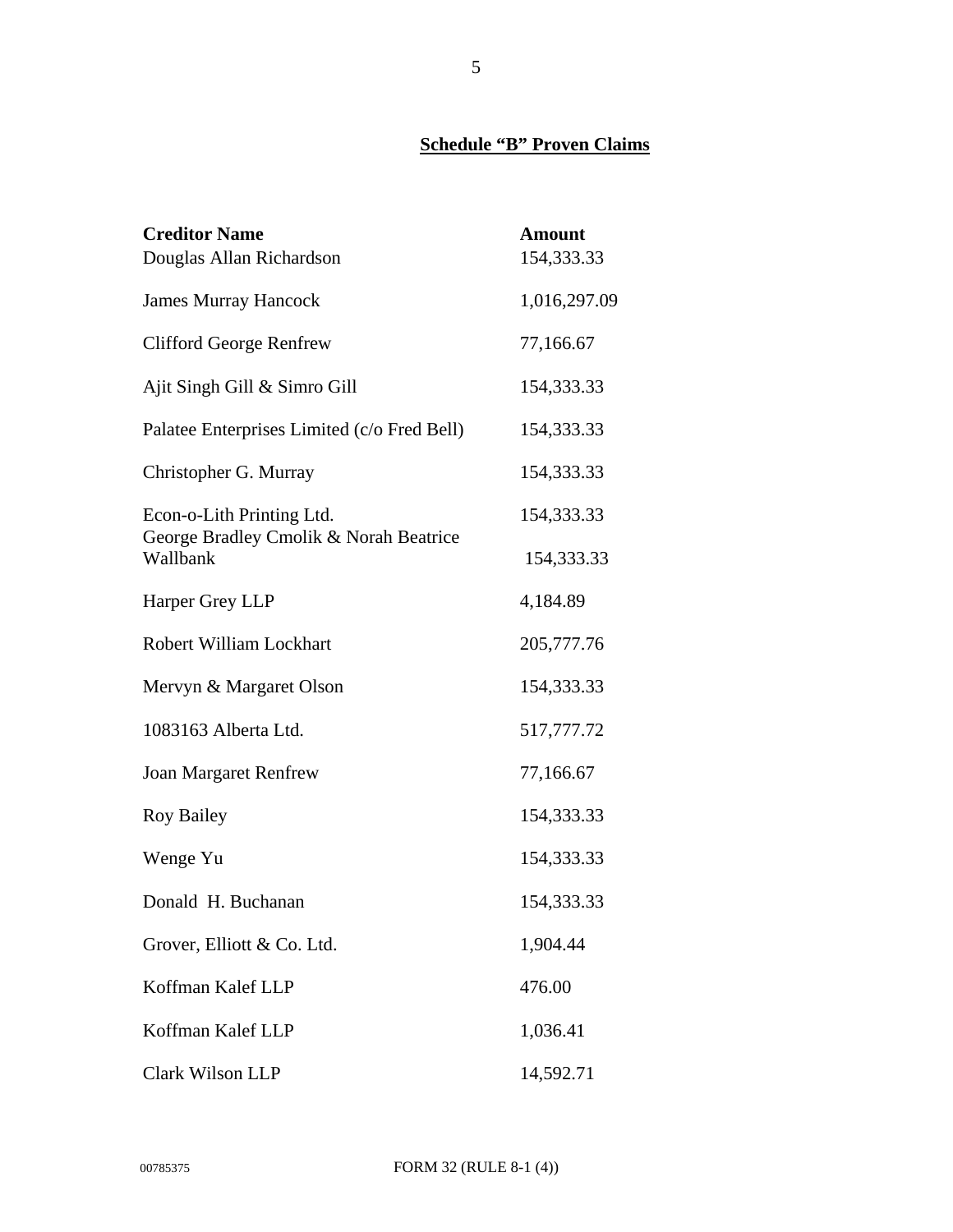**Schedule "B" Proven Claims**

| Creditor Name | Amount |
| --- | --- |
| Douglas Allan Richardson | 154,333.33 |
| James Murray Hancock | 1,016,297.09 |
| Clifford George Renfrew | 77,166.67 |
| Ajit Singh Gill & Simro Gill | 154,333.33 |
| Palatee Enterprises Limited (c/o Fred Bell) | 154,333.33 |
| Christopher G. Murray | 154,333.33 |
| Econ-o-Lith Printing Ltd. | 154,333.33 |
| George Bradley Cmolik & Norah Beatrice Wallbank | 154,333.33 |
| Harper Grey LLP | 4,184.89 |
| Robert William Lockhart | 205,777.76 |
| Mervyn & Margaret Olson | 154,333.33 |
| 1083163 Alberta Ltd. | 517,777.72 |
| Joan Margaret Renfrew | 77,166.67 |
| Roy Bailey | 154,333.33 |
| Wenge Yu | 154,333.33 |
| Donald H. Buchanan | 154,333.33 |
| Grover, Elliott & Co. Ltd. | 1,904.44 |
| Koffman Kalef LLP | 476.00 |
| Koffman Kalef LLP | 1,036.41 |
| Clark Wilson LLP | 14,592.71 |

00785375 FORM 32 (RULE 8-1 (4))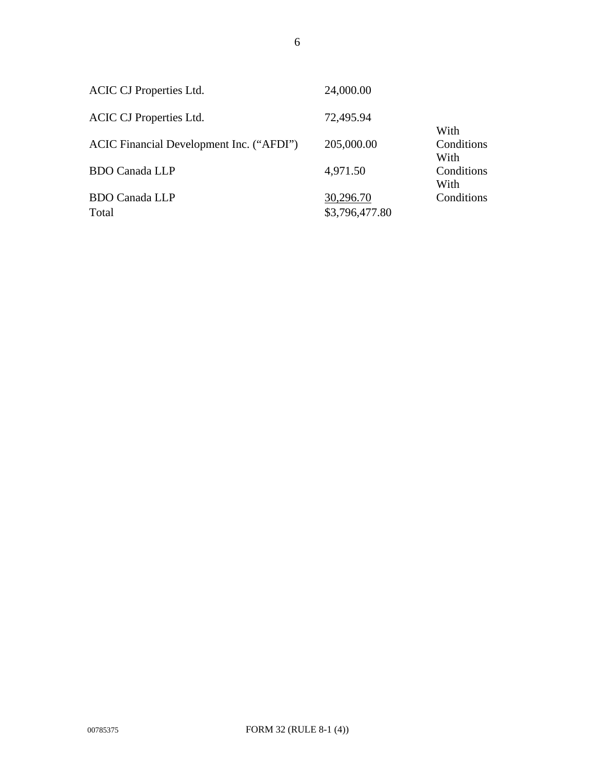| | | |
|---|---|---|
| ACIC CJ Properties Ltd. | 24,000.00 | |
| ACIC CJ Properties Ltd. | 72,495.94 | |
| ACIC Financial Development Inc. ("AFDI") | 205,000.00 | With Conditions |
| BDO Canada LLP | 4,971.50 | With Conditions |
| BDO Canada LLP | 30,296.70 | With Conditions |
| Total | $3,796,477.80 | |

00785375 FORM 32 (RULE 8-1 (4))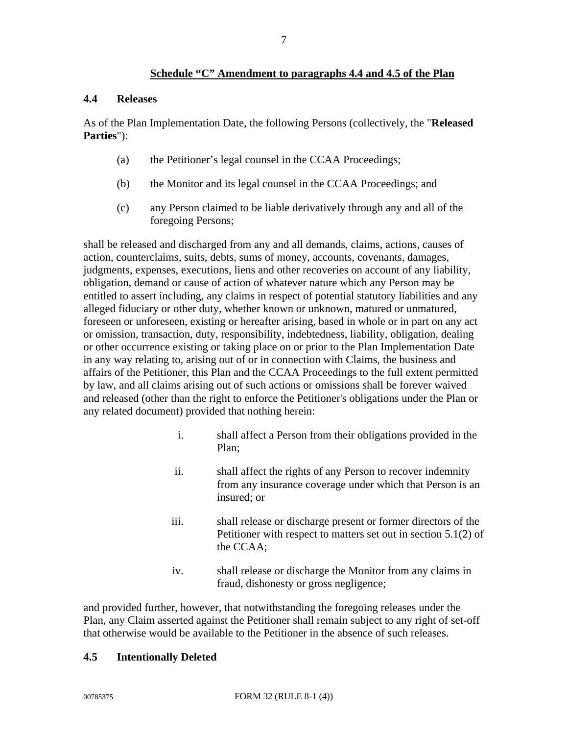## Schedule "C" Amendment to paragraphs 4.4 and 4.5 of the Plan

### 4.4 Releases

As of the Plan Implementation Date, the following Persons (collectively, the "**Released Parties**"):

(a) the Petitioner's legal counsel in the CCAA Proceedings;

(b) the Monitor and its legal counsel in the CCAA Proceedings; and

(c) any Person claimed to be liable derivatively through any and all of the foregoing Persons;

shall be released and discharged from any and all demands, claims, actions, causes of action, counterclaims, suits, debts, sums of money, accounts, covenants, damages, judgments, expenses, executions, liens and other recoveries on account of any liability, obligation, demand or cause of action of whatever nature which any Person may be entitled to assert including, any claims in respect of potential statutory liabilities and any alleged fiduciary or other duty, whether known or unknown, matured or unmatured, foreseen or unforeseen, existing or hereafter arising, based in whole or in part on any act or omission, transaction, duty, responsibility, indebtedness, liability, obligation, dealing or other occurrence existing or taking place on or prior to the Plan Implementation Date in any way relating to, arising out of or in connection with Claims, the business and affairs of the Petitioner, this Plan and the CCAA Proceedings to the full extent permitted by law, and all claims arising out of such actions or omissions shall be forever waived and released (other than the right to enforce the Petitioner's obligations under the Plan or any related document) provided that nothing herein:

i. shall affect a Person from their obligations provided in the Plan;

ii. shall affect the rights of any Person to recover indemnity from any insurance coverage under which that Person is an insured; or

iii. shall release or discharge present or former directors of the Petitioner with respect to matters set out in section 5.1(2) of the CCAA;

iv. shall release or discharge the Monitor from any claims in fraud, dishonesty or gross negligence;

and provided further, however, that notwithstanding the foregoing releases under the Plan, any Claim asserted against the Petitioner shall remain subject to any right of set-off that otherwise would be available to the Petitioner in the absence of such releases.

### 4.5 Intentionally Deleted